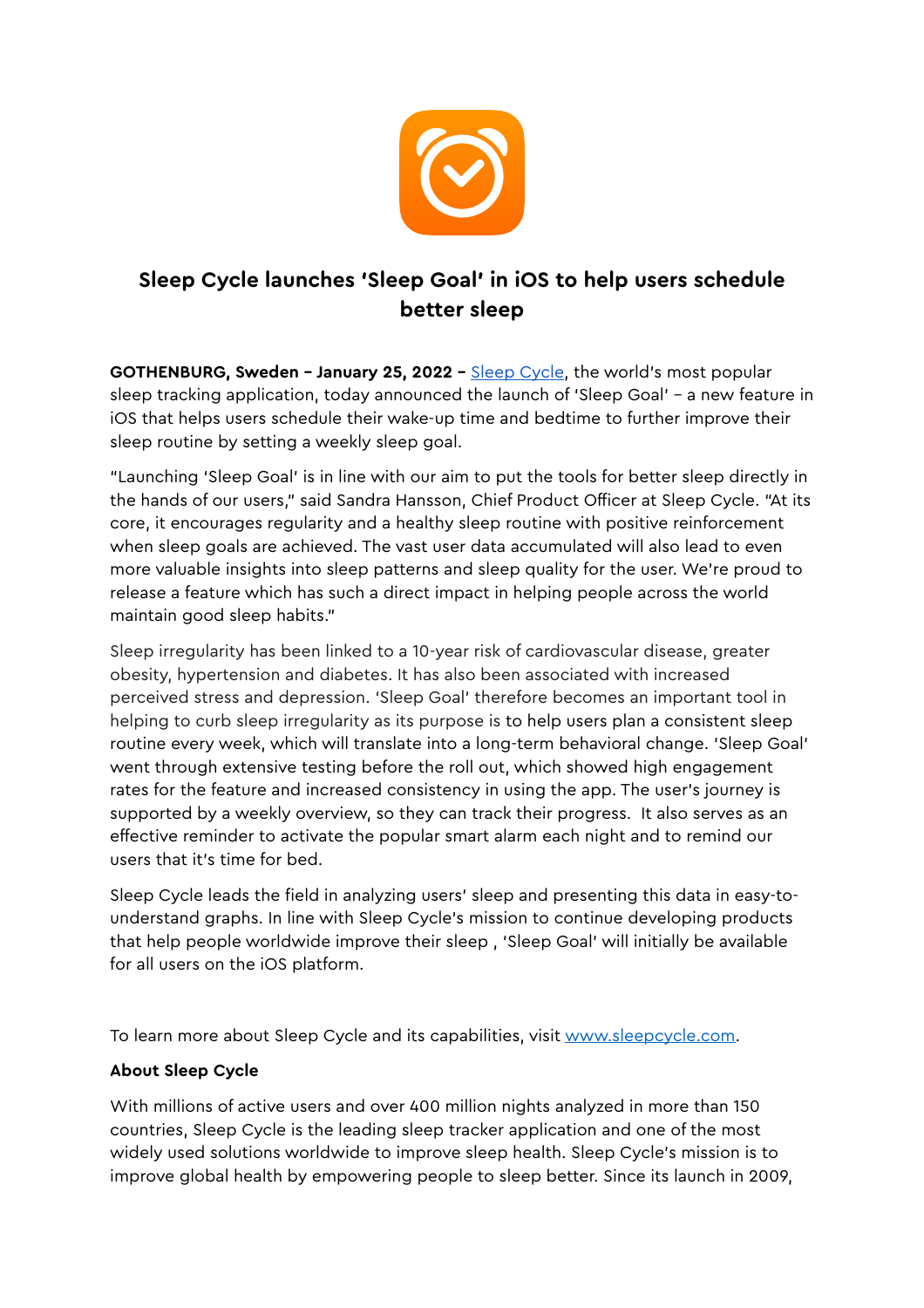# Sleep Cycle launches 'Sleep Goal' in iOS to help users schedule better sleep

**GOTHENBURG, Sweden – January 25, 2022 –** Sleep Cycle, the world's most popular sleep tracking application, today announced the launch of 'Sleep Goal' – a new feature in iOS that helps users schedule their wake-up time and bedtime to further improve their sleep routine by setting a weekly sleep goal.

"Launching 'Sleep Goal' is in line with our aim to put the tools for better sleep directly in the hands of our users," said Sandra Hansson, Chief Product Officer at Sleep Cycle. "At its core, it encourages regularity and a healthy sleep routine with positive reinforcement when sleep goals are achieved. The vast user data accumulated will also lead to even more valuable insights into sleep patterns and sleep quality for the user. We're proud to release a feature which has such a direct impact in helping people across the world maintain good sleep habits."

Sleep irregularity has been linked to a 10-year risk of cardiovascular disease, greater obesity, hypertension and diabetes. It has also been associated with increased perceived stress and depression. 'Sleep Goal' therefore becomes an important tool in helping to curb sleep irregularity as its purpose is to help users plan a consistent sleep routine every week, which will translate into a long-term behavioral change. 'Sleep Goal' went through extensive testing before the roll out, which showed high engagement rates for the feature and increased consistency in using the app. The user's journey is supported by a weekly overview, so they can track their progress. It also serves as an effective reminder to activate the popular smart alarm each night and to remind our users that it's time for bed.

Sleep Cycle leads the field in analyzing users' sleep and presenting this data in easy-to-understand graphs. In line with Sleep Cycle's mission to continue developing products that help people worldwide improve their sleep , 'Sleep Goal' will initially be available for all users on the iOS platform.

To learn more about Sleep Cycle and its capabilities, visit www.sleepcycle.com.

**About Sleep Cycle**

With millions of active users and over 400 million nights analyzed in more than 150 countries, Sleep Cycle is the leading sleep tracker application and one of the most widely used solutions worldwide to improve sleep health. Sleep Cycle's mission is to improve global health by empowering people to sleep better. Since its launch in 2009,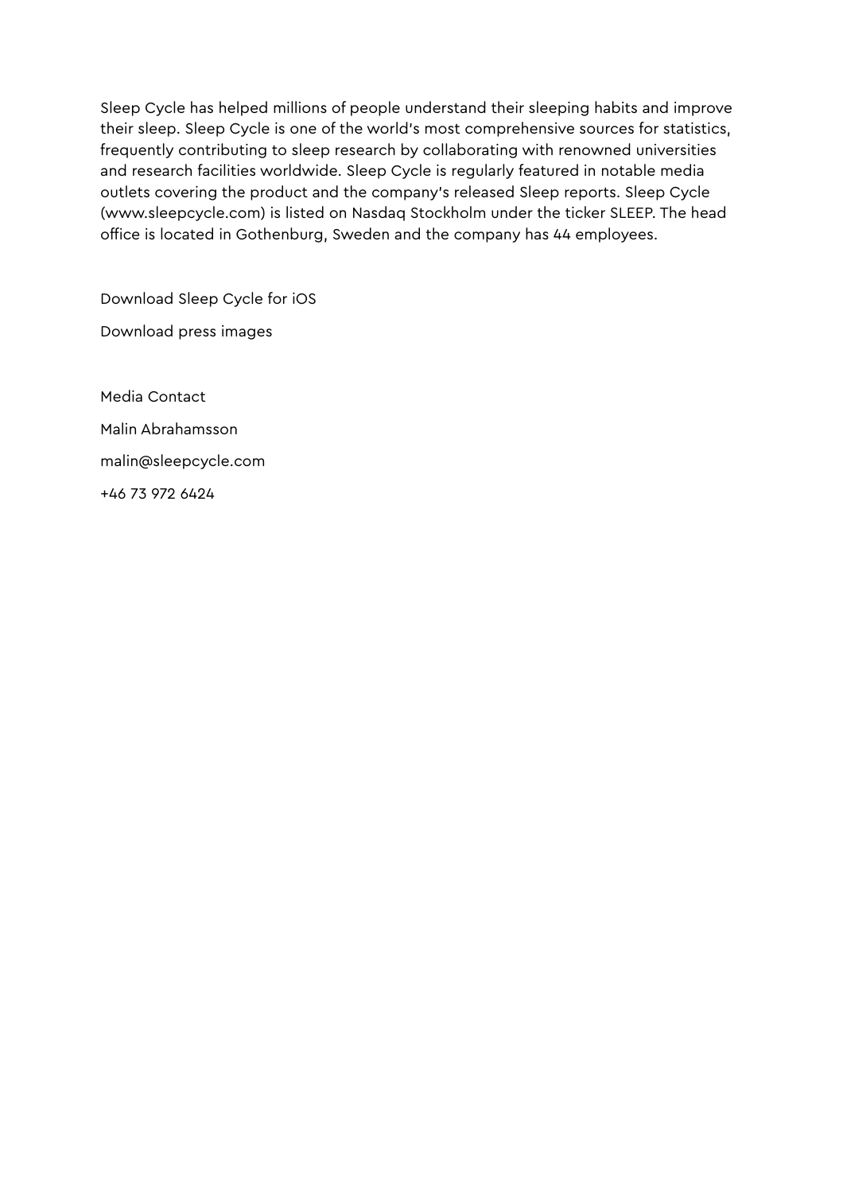Sleep Cycle has helped millions of people understand their sleeping habits and improve their sleep. Sleep Cycle is one of the world's most comprehensive sources for statistics, frequently contributing to sleep research by collaborating with renowned universities and research facilities worldwide. Sleep Cycle is regularly featured in notable media outlets covering the product and the company's released Sleep reports. Sleep Cycle (www.sleepcycle.com) is listed on Nasdaq Stockholm under the ticker SLEEP. The head office is located in Gothenburg, Sweden and the company has 44 employees.

Download Sleep Cycle for iOS

Download press images

Media Contact

Malin Abrahamsson

malin@sleepcycle.com

+46 73 972 6424